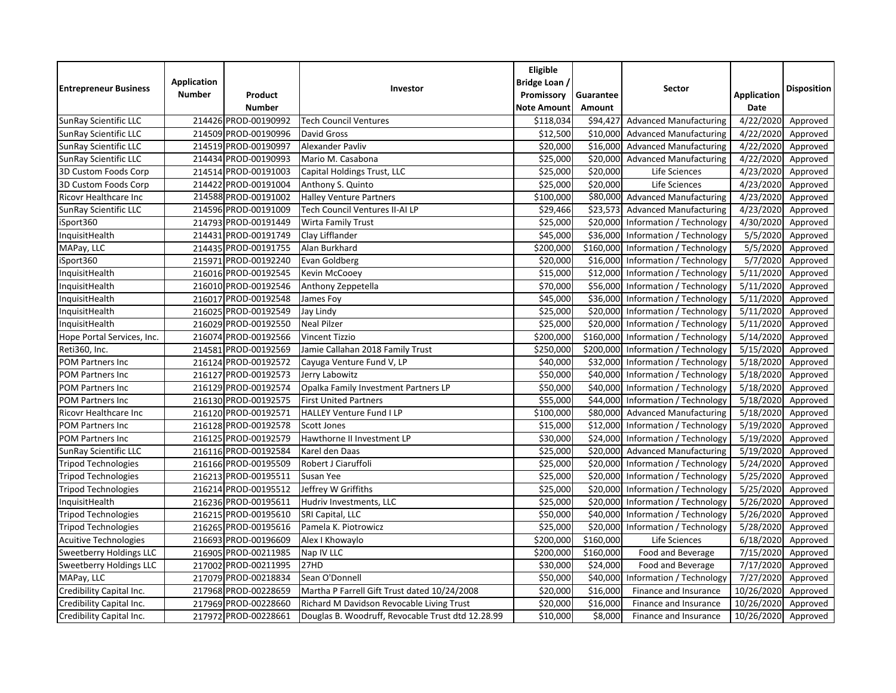| Entrepreneur Business | Application Number | Product Number | Investor | Eligible Bridge Loan / Promissory Note Amount | Guarantee Amount | Sector | Application Date | Disposition |
|---|---|---|---|---|---|---|---|---|
| SunRay Scientific LLC | 214426 | PROD-00190992 | Tech Council Ventures | $118,034 | $94,427 | Advanced Manufacturing | 4/22/2020 | Approved |
| SunRay Scientific LLC | 214509 | PROD-00190996 | David Gross | $12,500 | $10,000 | Advanced Manufacturing | 4/22/2020 | Approved |
| SunRay Scientific LLC | 214519 | PROD-00190997 | Alexander Pavliv | $20,000 | $16,000 | Advanced Manufacturing | 4/22/2020 | Approved |
| SunRay Scientific LLC | 214434 | PROD-00190993 | Mario M. Casabona | $25,000 | $20,000 | Advanced Manufacturing | 4/22/2020 | Approved |
| 3D Custom Foods Corp | 214514 | PROD-00191003 | Capital Holdings Trust, LLC | $25,000 | $20,000 | Life Sciences | 4/23/2020 | Approved |
| 3D Custom Foods Corp | 214422 | PROD-00191004 | Anthony S. Quinto | $25,000 | $20,000 | Life Sciences | 4/23/2020 | Approved |
| Ricovr Healthcare Inc | 214588 | PROD-00191002 | Halley Venture Partners | $100,000 | $80,000 | Advanced Manufacturing | 4/23/2020 | Approved |
| SunRay Scientific LLC | 214596 | PROD-00191009 | Tech Council Ventures II-AI LP | $29,466 | $23,573 | Advanced Manufacturing | 4/23/2020 | Approved |
| iSport360 | 214793 | PROD-00191449 | Wirta Family Trust | $25,000 | $20,000 | Information / Technology | 4/30/2020 | Approved |
| InquisitHealth | 214431 | PROD-00191749 | Clay Lifflander | $45,000 | $36,000 | Information / Technology | 5/5/2020 | Approved |
| MAPay, LLC | 214435 | PROD-00191755 | Alan Burkhard | $200,000 | $160,000 | Information / Technology | 5/5/2020 | Approved |
| iSport360 | 215971 | PROD-00192240 | Evan Goldberg | $20,000 | $16,000 | Information / Technology | 5/7/2020 | Approved |
| InquisitHealth | 216016 | PROD-00192545 | Kevin McCooey | $15,000 | $12,000 | Information / Technology | 5/11/2020 | Approved |
| InquisitHealth | 216010 | PROD-00192546 | Anthony Zeppetella | $70,000 | $56,000 | Information / Technology | 5/11/2020 | Approved |
| InquisitHealth | 216017 | PROD-00192548 | James Foy | $45,000 | $36,000 | Information / Technology | 5/11/2020 | Approved |
| InquisitHealth | 216025 | PROD-00192549 | Jay Lindy | $25,000 | $20,000 | Information / Technology | 5/11/2020 | Approved |
| InquisitHealth | 216029 | PROD-00192550 | Neal Pilzer | $25,000 | $20,000 | Information / Technology | 5/11/2020 | Approved |
| Hope Portal Services, Inc. | 216074 | PROD-00192566 | Vincent Tizzio | $200,000 | $160,000 | Information / Technology | 5/14/2020 | Approved |
| Reti360, Inc. | 214581 | PROD-00192569 | Jamie Callahan 2018 Family Trust | $250,000 | $200,000 | Information / Technology | 5/15/2020 | Approved |
| POM Partners Inc | 216124 | PROD-00192572 | Cayuga Venture Fund V, LP | $40,000 | $32,000 | Information / Technology | 5/18/2020 | Approved |
| POM Partners Inc | 216127 | PROD-00192573 | Jerry Labowitz | $50,000 | $40,000 | Information / Technology | 5/18/2020 | Approved |
| POM Partners Inc | 216129 | PROD-00192574 | Opalka Family Investment Partners LP | $50,000 | $40,000 | Information / Technology | 5/18/2020 | Approved |
| POM Partners Inc | 216130 | PROD-00192575 | First United Partners | $55,000 | $44,000 | Information / Technology | 5/18/2020 | Approved |
| Ricovr Healthcare Inc | 216120 | PROD-00192571 | HALLEY Venture Fund I LP | $100,000 | $80,000 | Advanced Manufacturing | 5/18/2020 | Approved |
| POM Partners Inc | 216128 | PROD-00192578 | Scott Jones | $15,000 | $12,000 | Information / Technology | 5/19/2020 | Approved |
| POM Partners Inc | 216125 | PROD-00192579 | Hawthorne II Investment LP | $30,000 | $24,000 | Information / Technology | 5/19/2020 | Approved |
| SunRay Scientific LLC | 216116 | PROD-00192584 | Karel den Daas | $25,000 | $20,000 | Advanced Manufacturing | 5/19/2020 | Approved |
| Tripod Technologies | 216166 | PROD-00195509 | Robert J Ciaruffoli | $25,000 | $20,000 | Information / Technology | 5/24/2020 | Approved |
| Tripod Technologies | 216213 | PROD-00195511 | Susan Yee | $25,000 | $20,000 | Information / Technology | 5/25/2020 | Approved |
| Tripod Technologies | 216214 | PROD-00195512 | Jeffrey W Griffiths | $25,000 | $20,000 | Information / Technology | 5/25/2020 | Approved |
| InquisitHealth | 216236 | PROD-00195611 | Hudriv Investments, LLC | $25,000 | $20,000 | Information / Technology | 5/26/2020 | Approved |
| Tripod Technologies | 216215 | PROD-00195610 | SRI Capital, LLC | $50,000 | $40,000 | Information / Technology | 5/26/2020 | Approved |
| Tripod Technologies | 216265 | PROD-00195616 | Pamela K. Piotrowicz | $25,000 | $20,000 | Information / Technology | 5/28/2020 | Approved |
| Acuitive Technologies | 216693 | PROD-00196609 | Alex I Khowaylo | $200,000 | $160,000 | Life Sciences | 6/18/2020 | Approved |
| Sweetberry Holdings LLC | 216905 | PROD-00211985 | Nap IV LLC | $200,000 | $160,000 | Food and Beverage | 7/15/2020 | Approved |
| Sweetberry Holdings LLC | 217002 | PROD-00211995 | 27HD | $30,000 | $24,000 | Food and Beverage | 7/17/2020 | Approved |
| MAPay, LLC | 217079 | PROD-00218834 | Sean O'Donnell | $50,000 | $40,000 | Information / Technology | 7/27/2020 | Approved |
| Credibility Capital Inc. | 217968 | PROD-00228659 | Martha P Farrell Gift Trust dated 10/24/2008 | $20,000 | $16,000 | Finance and Insurance | 10/26/2020 | Approved |
| Credibility Capital Inc. | 217969 | PROD-00228660 | Richard M Davidson Revocable Living Trust | $20,000 | $16,000 | Finance and Insurance | 10/26/2020 | Approved |
| Credibility Capital Inc. | 217972 | PROD-00228661 | Douglas B. Woodruff, Revocable Trust dtd 12.28.99 | $10,000 | $8,000 | Finance and Insurance | 10/26/2020 | Approved |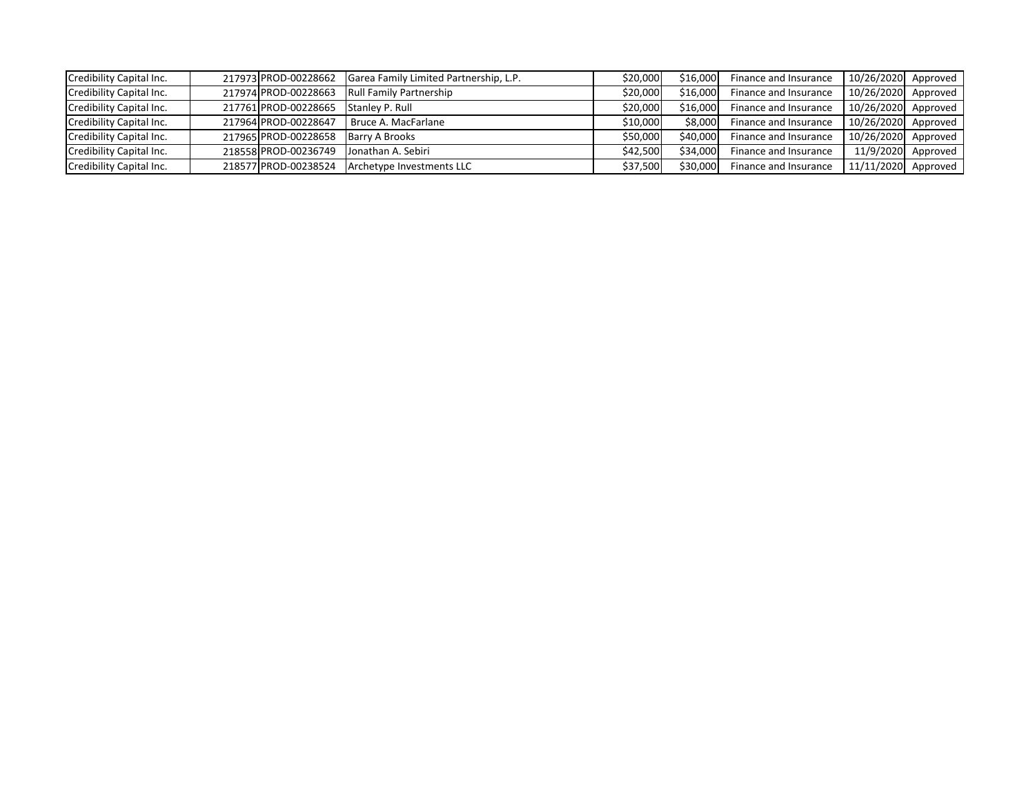| | | | | | | | | |
|---|---|---|---|---|---|---|---|---|
| Credibility Capital Inc. | 217973 | PROD-00228662 | Garea Family Limited Partnership, L.P. | $20,000 | $16,000 | Finance and Insurance | 10/26/2020 | Approved |
| Credibility Capital Inc. | 217974 | PROD-00228663 | Rull Family Partnership | $20,000 | $16,000 | Finance and Insurance | 10/26/2020 | Approved |
| Credibility Capital Inc. | 217761 | PROD-00228665 | Stanley P. Rull | $20,000 | $16,000 | Finance and Insurance | 10/26/2020 | Approved |
| Credibility Capital Inc. | 217964 | PROD-00228647 | Bruce A. MacFarlane | $10,000 | $8,000 | Finance and Insurance | 10/26/2020 | Approved |
| Credibility Capital Inc. | 217965 | PROD-00228658 | Barry A Brooks | $50,000 | $40,000 | Finance and Insurance | 10/26/2020 | Approved |
| Credibility Capital Inc. | 218558 | PROD-00236749 | Jonathan A. Sebiri | $42,500 | $34,000 | Finance and Insurance | 11/9/2020 | Approved |
| Credibility Capital Inc. | 218577 | PROD-00238524 | Archetype Investments LLC | $37,500 | $30,000 | Finance and Insurance | 11/11/2020 | Approved |